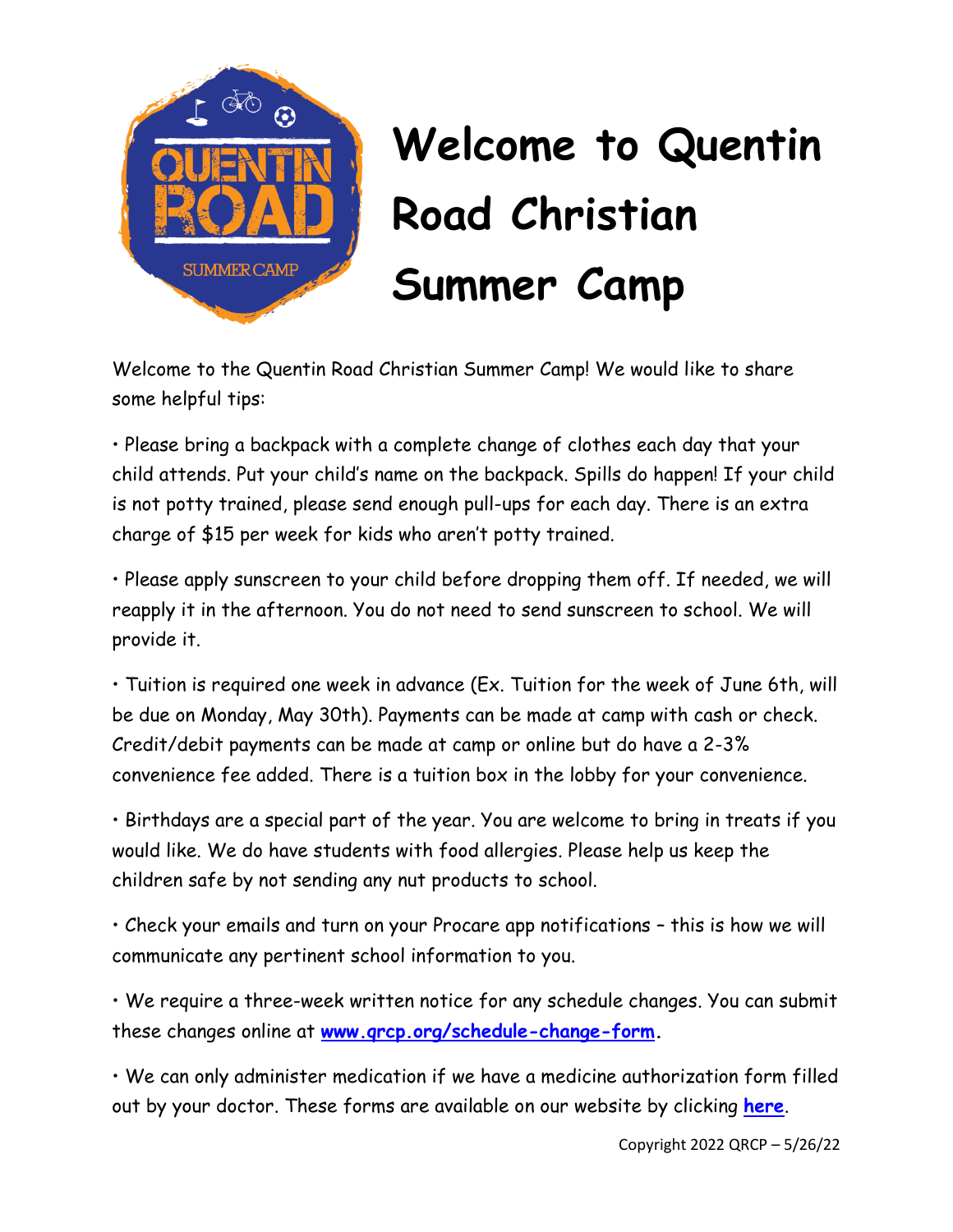# Welcome to Quentin Road Christian Summer Camp

Welcome to the Quentin Road Christian Summer Camp! We would like to share some helpful tips:

• Please bring a backpack with a complete change of clothes each day that your child attends. Put your child's name on the backpack. Spills do happen! If your child is not potty trained, please send enough pull-ups for each day. There is an extra charge of $15 per week for kids who aren't potty trained.

• Please apply sunscreen to your child before dropping them off. If needed, we will reapply it in the afternoon. You do not need to send sunscreen to school. We will provide it.

• Tuition is required one week in advance (Ex. Tuition for the week of June 6th, will be due on Monday, May 30th). Payments can be made at camp with cash or check. Credit/debit payments can be made at camp or online but do have a 2-3% convenience fee added. There is a tuition box in the lobby for your convenience.

• Birthdays are a special part of the year. You are welcome to bring in treats if you would like. We do have students with food allergies. Please help us keep the children safe by not sending any nut products to school.

• Check your emails and turn on your Procare app notifications – this is how we will communicate any pertinent school information to you.

• We require a three-week written notice for any schedule changes. You can submit these changes online at **www.qrcp.org/schedule-change-form**.

• We can only administer medication if we have a medicine authorization form filled out by your doctor. These forms are available on our website by clicking **here**.

Copyright 2022 QRCP – 5/26/22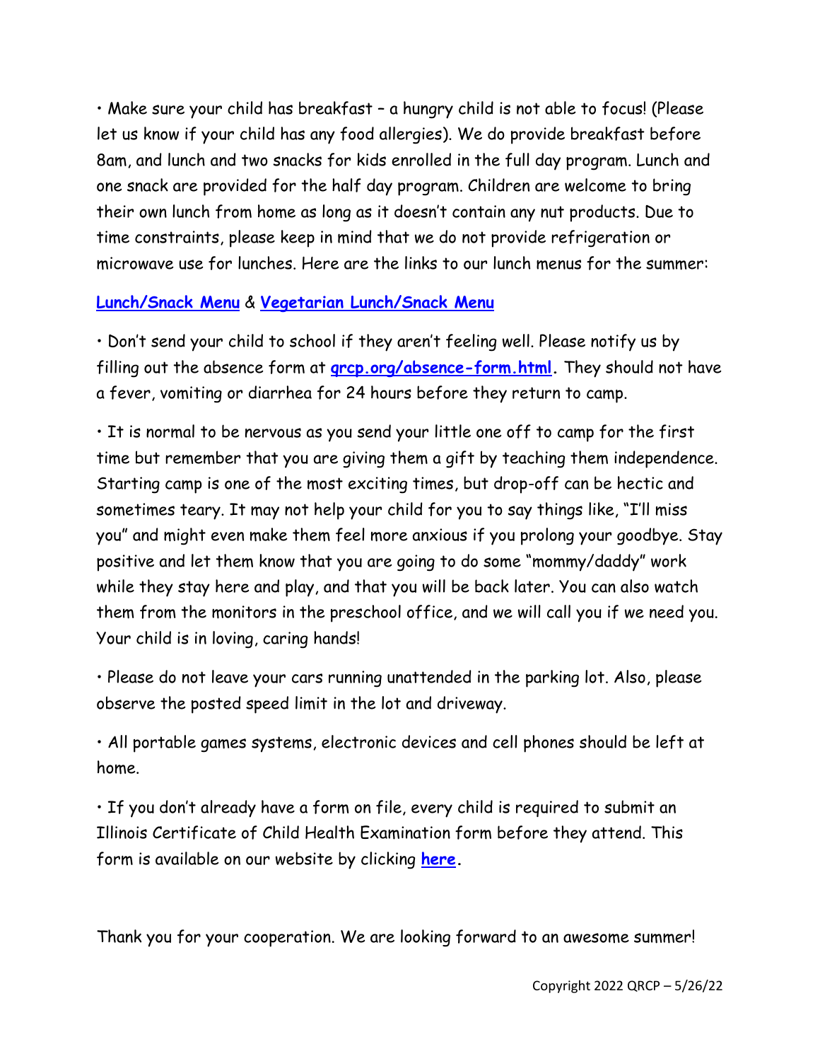• Make sure your child has breakfast – a hungry child is not able to focus! (Please let us know if your child has any food allergies). We do provide breakfast before 8am, and lunch and two snacks for kids enrolled in the full day program. Lunch and one snack are provided for the half day program. Children are welcome to bring their own lunch from home as long as it doesn't contain any nut products. Due to time constraints, please keep in mind that we do not provide refrigeration or microwave use for lunches. Here are the links to our lunch menus for the summer:

**Lunch/Snack Menu** & **Vegetarian Lunch/Snack Menu**

• Don't send your child to school if they aren't feeling well. Please notify us by filling out the absence form at **qrcp.org/absence-form.html.** They should not have a fever, vomiting or diarrhea for 24 hours before they return to camp.

• It is normal to be nervous as you send your little one off to camp for the first time but remember that you are giving them a gift by teaching them independence. Starting camp is one of the most exciting times, but drop-off can be hectic and sometimes teary. It may not help your child for you to say things like, "I'll miss you" and might even make them feel more anxious if you prolong your goodbye. Stay positive and let them know that you are going to do some "mommy/daddy" work while they stay here and play, and that you will be back later. You can also watch them from the monitors in the preschool office, and we will call you if we need you. Your child is in loving, caring hands!

• Please do not leave your cars running unattended in the parking lot. Also, please observe the posted speed limit in the lot and driveway.

• All portable games systems, electronic devices and cell phones should be left at home.

• If you don't already have a form on file, every child is required to submit an Illinois Certificate of Child Health Examination form before they attend. This form is available on our website by clicking **here.**

Thank you for your cooperation. We are looking forward to an awesome summer!

Copyright 2022 QRCP – 5/26/22